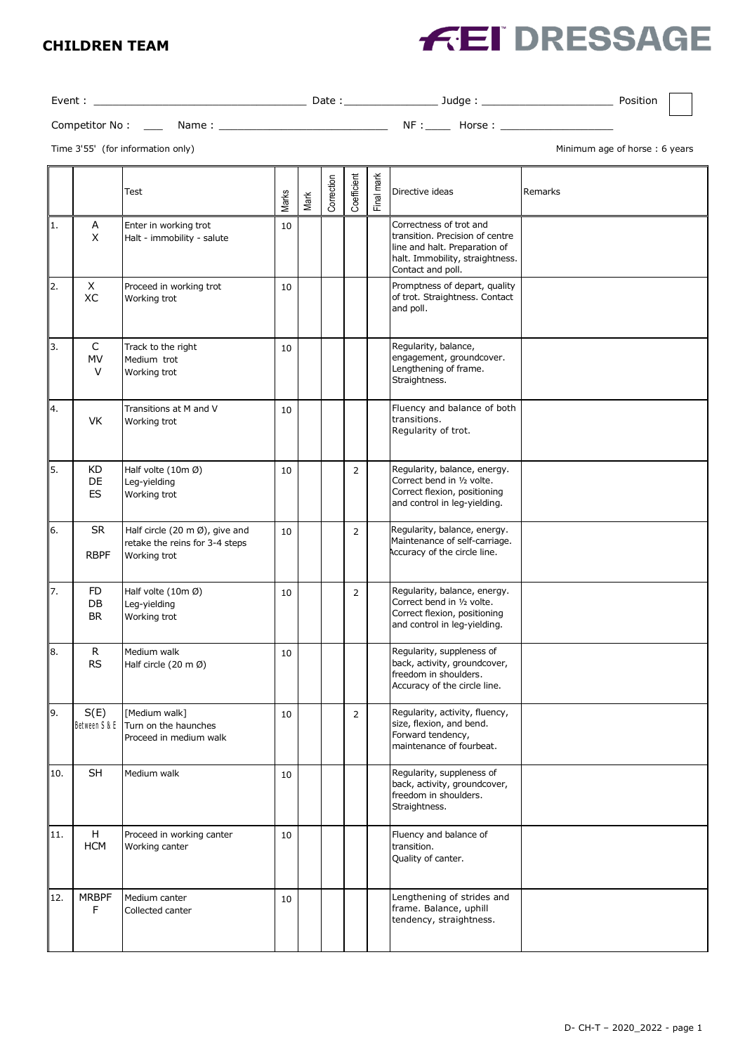# CHILDREN TEAM

**FEI DRESSAGE**

Event : ______________________________ Date : ______________ Judge : ____________________ Position

Competitor No : ___ Name : ________________________ NF : ____ Horse : _________________

Time 3'55' (for information only) Minimum age of horse : 6 years

| | | Test | Marks | Mark | Correction | Coefficient | Final mark | Directive ideas | Remarks |
|---|---|---|---|---|---|---|---|---|---|
| 1. | A<br>X | Enter in working trot<br>Halt - immobility - salute | 10 | | | | | Correctness of trot and transition. Precision of centre line and halt. Preparation of halt. Immobility, straightness. Contact and poll. | |
| 2. | X<br>XC | Proceed in working trot<br>Working trot | 10 | | | | | Promptness of depart, quality of trot. Straightness. Contact and poll. | |
| 3. | C<br>MV<br>V | Track to the right<br>Medium trot<br>Working trot | 10 | | | | | Regularity, balance, engagement, groundcover. Lengthening of frame. Straightness. | |
| 4. | VK | Transitions at M and V<br>Working trot | 10 | | | | | Fluency and balance of both transitions.<br>Regularity of trot. | |
| 5. | KD<br>DE<br>ES | Half volte (10m Ø)<br>Leg-yielding<br>Working trot | 10 | | | 2 | | Regularity, balance, energy. Correct bend in ½ volte. Correct flexion, positioning and control in leg-yielding. | |
| 6. | SR<br>RBPF | Half circle (20 m Ø), give and retake the reins for 3-4 steps<br>Working trot | 10 | | | 2 | | Regularity, balance, energy. Maintenance of self-carriage. Accuracy of the circle line. | |
| 7. | FD<br>DB<br>BR | Half volte (10m Ø)<br>Leg-yielding<br>Working trot | 10 | | | 2 | | Regularity, balance, energy. Correct bend in ½ volte. Correct flexion, positioning and control in leg-yielding. | |
| 8. | R<br>RS | Medium walk<br>Half circle (20 m Ø) | 10 | | | | | Regularity, suppleness of back, activity, groundcover, freedom in shoulders. Accuracy of the circle line. | |
| 9. | S(E)<br>Between S & E | [Medium walk]<br>Turn on the haunches<br>Proceed in medium walk | 10 | | | 2 | | Regularity, activity, fluency, size, flexion, and bend. Forward tendency, maintenance of fourbeat. | |
| 10. | SH | Medium walk | 10 | | | | | Regularity, suppleness of back, activity, groundcover, freedom in shoulders. Straightness. | |
| 11. | H<br>HCM | Proceed in working canter<br>Working canter | 10 | | | | | Fluency and balance of transition.<br>Quality of canter. | |
| 12. | MRBPF<br>F | Medium canter<br>Collected canter | 10 | | | | | Lengthening of strides and frame. Balance, uphill tendency, straightness. | |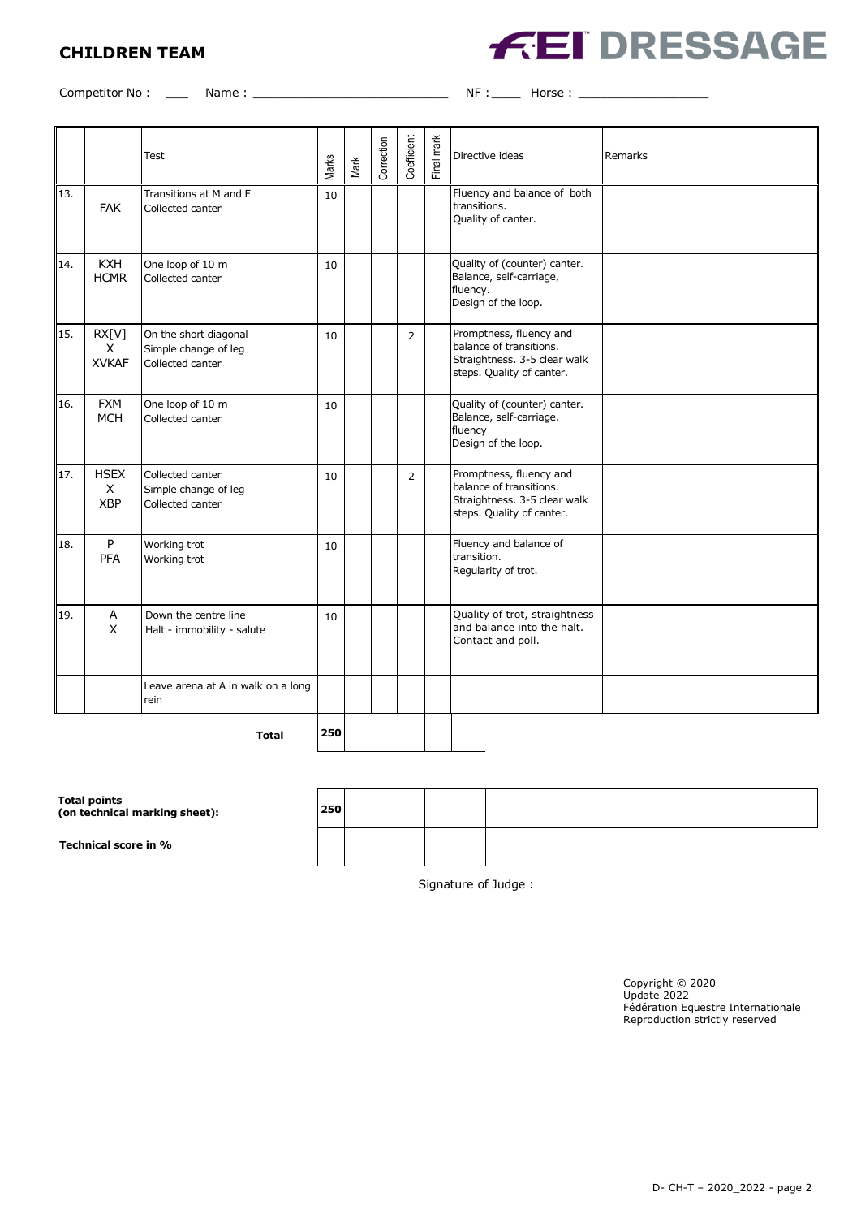**CHILDREN TEAM**

**FEI DRESSAGE**

Competitor No : ___ Name : ___________________________ NF :____ Horse : __________________

| | | Test | Marks | Mark | Correction | Coefficient | Final mark | Directive ideas | Remarks |
|---|---|---|---|---|---|---|---|---|---|
| 13. | FAK | Transitions at M and F<br>Collected canter | 10 | | | | | Fluency and balance of both transitions.<br>Quality of canter. | |
| 14. | KXH<br>HCMR | One loop of 10 m<br>Collected canter | 10 | | | | | Quality of (counter) canter.<br>Balance, self-carriage, fluency.<br>Design of the loop. | |
| 15. | RX[V]<br>X<br>XVKAF | On the short diagonal<br>Simple change of leg<br>Collected canter | 10 | | | 2 | | Promptness, fluency and balance of transitions.<br>Straightness. 3-5 clear walk steps. Quality of canter. | |
| 16. | FXM<br>MCH | One loop of 10 m<br>Collected canter | 10 | | | | | Quality of (counter) canter.<br>Balance, self-carriage.<br>fluency<br>Design of the loop. | |
| 17. | HSEX<br>X<br>XBP | Collected canter<br>Simple change of leg<br>Collected canter | 10 | | | 2 | | Promptness, fluency and balance of transitions.<br>Straightness. 3-5 clear walk steps. Quality of canter. | |
| 18. | P<br>PFA | Working trot<br>Working trot | 10 | | | | | Fluency and balance of transition.<br>Regularity of trot. | |
| 19. | A<br>X | Down the centre line<br>Halt - immobility - salute | 10 | | | | | Quality of trot, straightness and balance into the halt.<br>Contact and poll. | |
| | | Leave arena at A in walk on a long rein | | | | | | | |
| | | **Total** | **250** | | | | | | |

| | | | | |
|---|---|---|---|---|
| **Total points (on technical marking sheet):** | **250** | | | |
| **Technical score in %** | | | | |

Signature of Judge :

Copyright © 2020
Update 2022
Fédération Equestre Internationale
Reproduction strictly reserved

D- CH-T – 2020_2022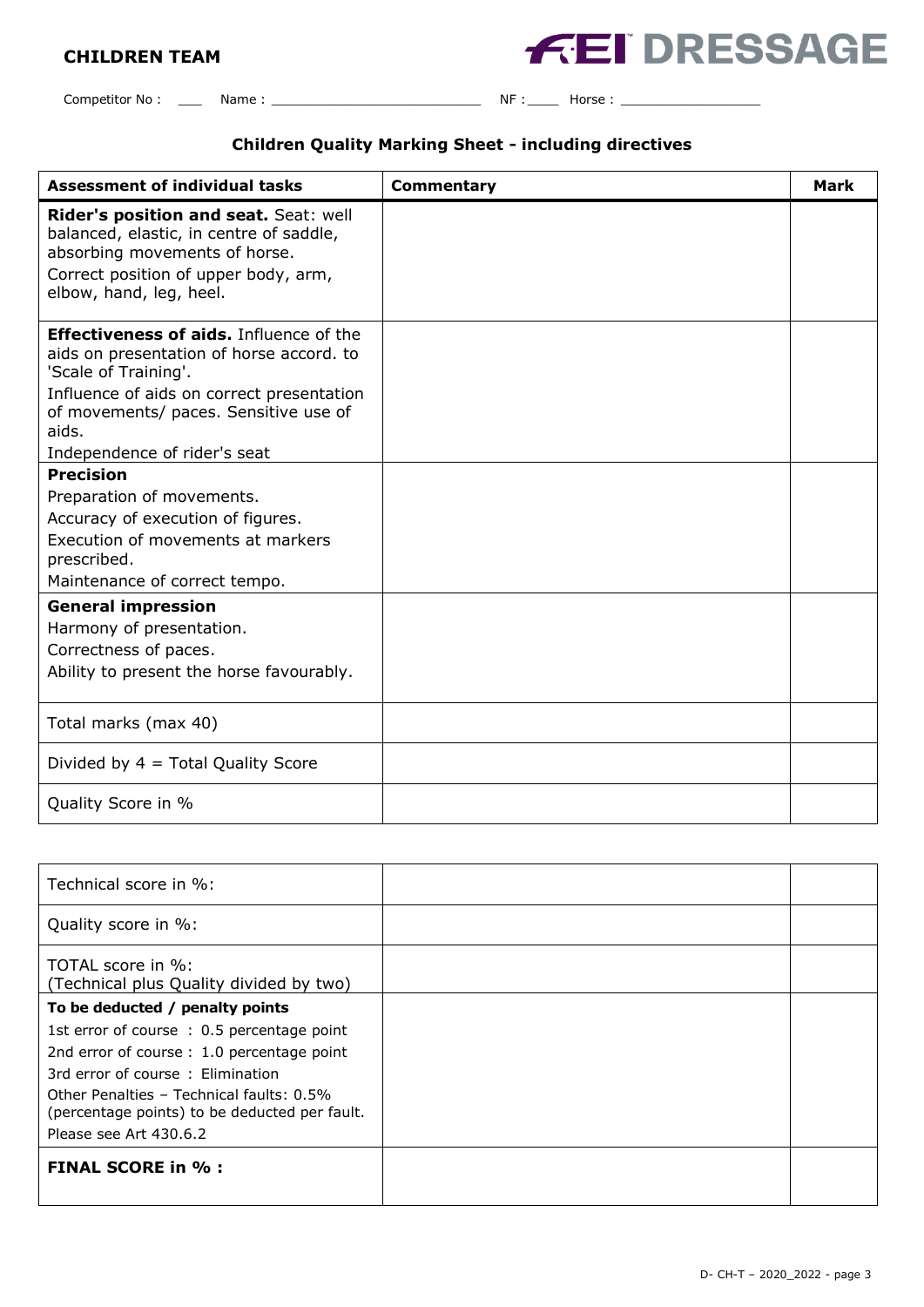**CHILDREN TEAM**

**FEI DRESSAGE**

Competitor No : ___ Name : ___________________________ NF :____ Horse : __________________

### Children Quality Marking Sheet - including directives

| Assessment of individual tasks | Commentary | Mark |
|---|---|---|
| **Rider's position and seat.** Seat: well balanced, elastic, in centre of saddle, absorbing movements of horse.<br>Correct position of upper body, arm, elbow, hand, leg, heel. | | |
| **Effectiveness of aids.** Influence of the aids on presentation of horse accord. to 'Scale of Training'.<br>Influence of aids on correct presentation of movements/ paces. Sensitive use of aids.<br>Independence of rider's seat | | |
| **Precision**<br>Preparation of movements.<br>Accuracy of execution of figures.<br>Execution of movements at markers prescribed.<br>Maintenance of correct tempo. | | |
| **General impression**<br>Harmony of presentation.<br>Correctness of paces.<br>Ability to present the horse favourably. | | |
| Total marks (max 40) | | |
| Divided by 4 = Total Quality Score | | |
| Quality Score in % | | |

| | | |
|---|---|---|
| Technical score in %: | | |
| Quality score in %: | | |
| TOTAL score in %:<br>(Technical plus Quality divided by two) | | |
| **To be deducted / penalty points**<br>1st error of course : 0.5 percentage point<br>2nd error of course : 1.0 percentage point<br>3rd error of course : Elimination<br>Other Penalties – Technical faults: 0.5% (percentage points) to be deducted per fault.<br>Please see Art 430.6.2 | | |
| **FINAL SCORE in % :** | | |

D- CH-T – 2020_2022